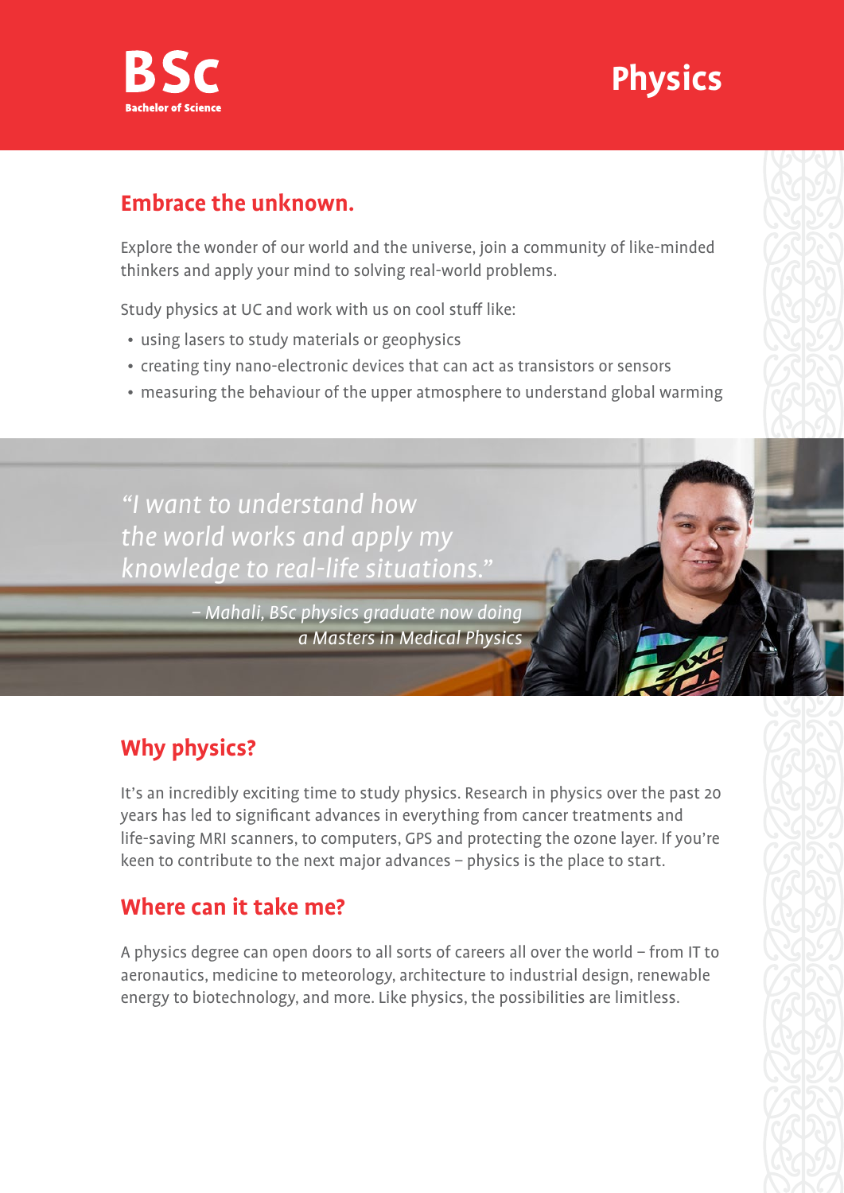**BSc**
**Bachelor of Science**

# Physics

## Embrace the unknown.

Explore the wonder of our world and the universe, join a community of like-minded thinkers and apply your mind to solving real-world problems.

Study physics at UC and work with us on cool stuff like:

- using lasers to study materials or geophysics
- creating tiny nano-electronic devices that can act as transistors or sensors
- measuring the behaviour of the upper atmosphere to understand global warming

*"I want to understand how the world works and apply my knowledge to real-life situations."*

*– Mahali, BSc physics graduate now doing a Masters in Medical Physics*

## Why physics?

It's an incredibly exciting time to study physics. Research in physics over the past 20 years has led to significant advances in everything from cancer treatments and life-saving MRI scanners, to computers, GPS and protecting the ozone layer. If you're keen to contribute to the next major advances – physics is the place to start.

## Where can it take me?

A physics degree can open doors to all sorts of careers all over the world – from IT to aeronautics, medicine to meteorology, architecture to industrial design, renewable energy to biotechnology, and more. Like physics, the possibilities are limitless.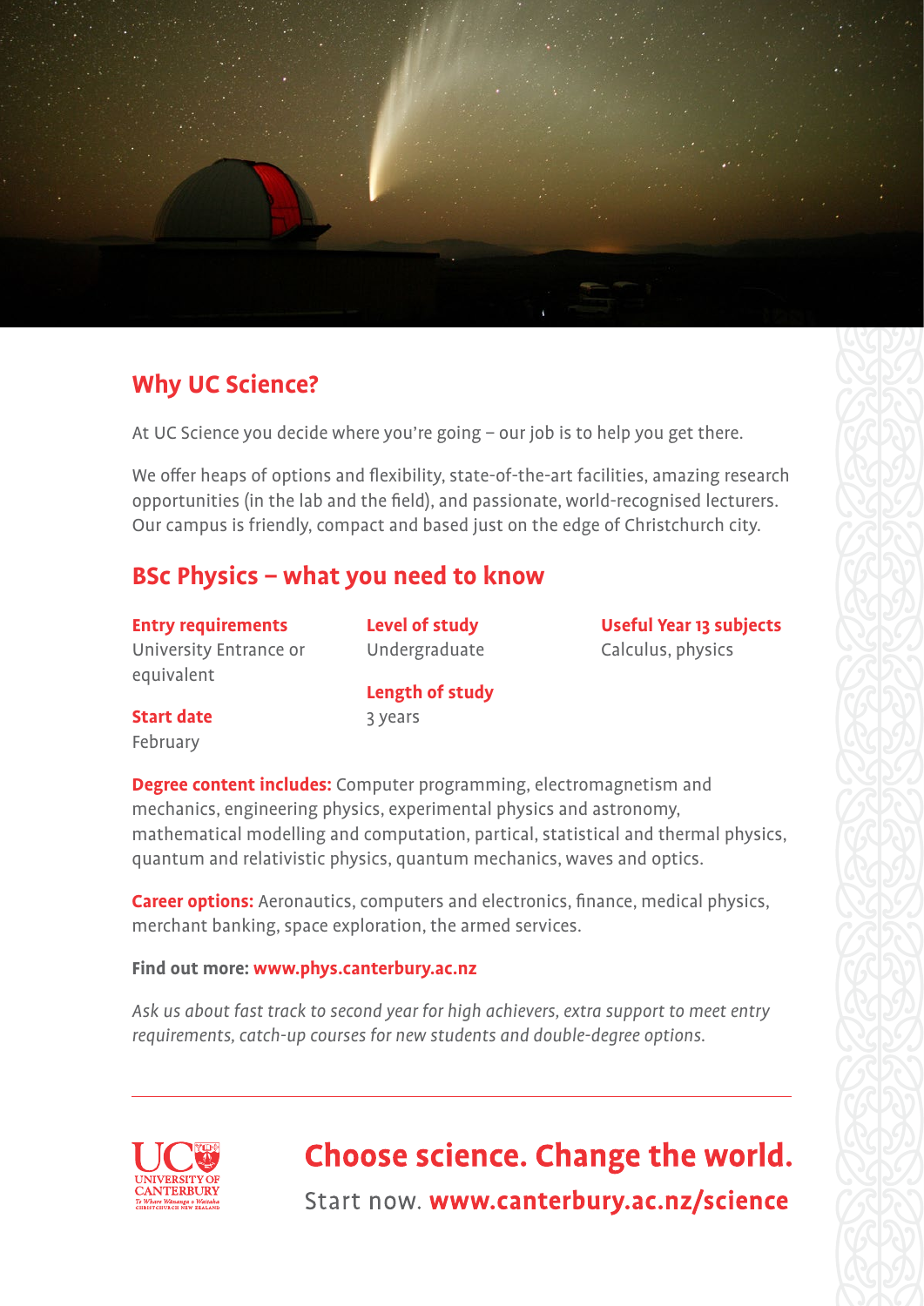## Why UC Science?

At UC Science you decide where you're going – our job is to help you get there.

We offer heaps of options and flexibility, state-of-the-art facilities, amazing research opportunities (in the lab and the field), and passionate, world-recognised lecturers. Our campus is friendly, compact and based just on the edge of Christchurch city.

## BSc Physics – what you need to know

**Entry requirements**
University Entrance or equivalent

**Start date**
February

**Level of study**
Undergraduate

**Length of study**
3 years

**Useful Year 13 subjects**
Calculus, physics

**Degree content includes:** Computer programming, electromagnetism and mechanics, engineering physics, experimental physics and astronomy, mathematical modelling and computation, partical, statistical and thermal physics, quantum and relativistic physics, quantum mechanics, waves and optics.

**Career options:** Aeronautics, computers and electronics, finance, medical physics, merchant banking, space exploration, the armed services.

**Find out more: www.phys.canterbury.ac.nz**

*Ask us about fast track to second year for high achievers, extra support to meet entry requirements, catch-up courses for new students and double-degree options.*

---

UC University of Canterbury
Te Whare Wānanga o Waitaha
Christchurch New Zealand

## Choose science. Change the world.

Start now. **www.canterbury.ac.nz/science**